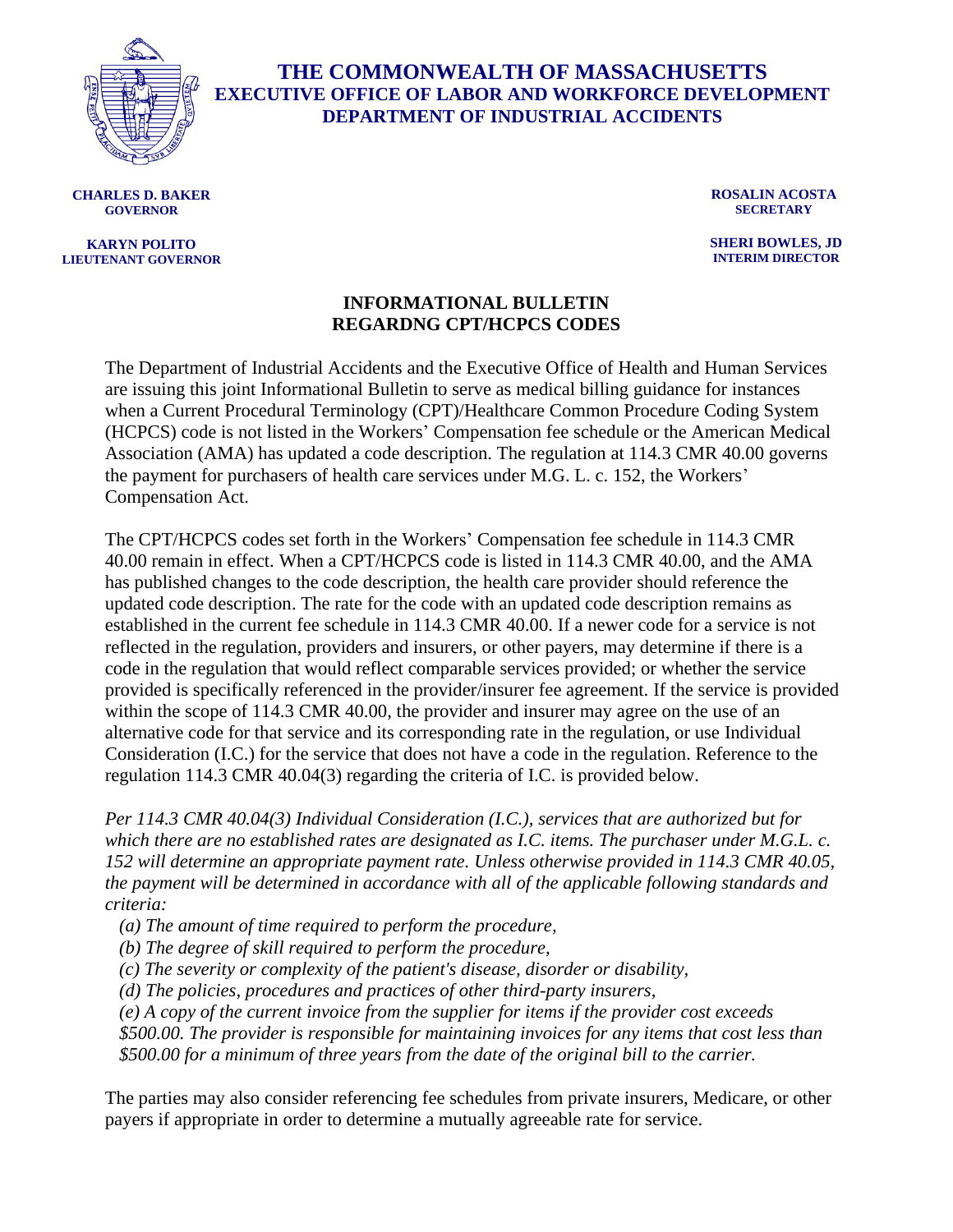# THE COMMONWEALTH OF MASSACHUSETTS
## EXECUTIVE OFFICE OF LABOR AND WORKFORCE DEVELOPMENT
## DEPARTMENT OF INDUSTRIAL ACCIDENTS

**CHARLES D. BAKER**
**GOVERNOR**

**KARYN POLITO**
**LIEUTENANT GOVERNOR**

**ROSALIN ACOSTA**
**SECRETARY**

**SHERI BOWLES, JD**
**INTERIM DIRECTOR**

## INFORMATIONAL BULLETIN REGARDNG CPT/HCPCS CODES

The Department of Industrial Accidents and the Executive Office of Health and Human Services are issuing this joint Informational Bulletin to serve as medical billing guidance for instances when a Current Procedural Terminology (CPT)/Healthcare Common Procedure Coding System (HCPCS) code is not listed in the Workers' Compensation fee schedule or the American Medical Association (AMA) has updated a code description. The regulation at 114.3 CMR 40.00 governs the payment for purchasers of health care services under M.G. L. c. 152, the Workers' Compensation Act.

The CPT/HCPCS codes set forth in the Workers' Compensation fee schedule in 114.3 CMR 40.00 remain in effect. When a CPT/HCPCS code is listed in 114.3 CMR 40.00, and the AMA has published changes to the code description, the health care provider should reference the updated code description. The rate for the code with an updated code description remains as established in the current fee schedule in 114.3 CMR 40.00. If a newer code for a service is not reflected in the regulation, providers and insurers, or other payers, may determine if there is a code in the regulation that would reflect comparable services provided; or whether the service provided is specifically referenced in the provider/insurer fee agreement. If the service is provided within the scope of 114.3 CMR 40.00, the provider and insurer may agree on the use of an alternative code for that service and its corresponding rate in the regulation, or use Individual Consideration (I.C.) for the service that does not have a code in the regulation. Reference to the regulation 114.3 CMR 40.04(3) regarding the criteria of I.C. is provided below.

*Per 114.3 CMR 40.04(3) Individual Consideration (I.C.), services that are authorized but for which there are no established rates are designated as I.C. items. The purchaser under M.G.L. c. 152 will determine an appropriate payment rate. Unless otherwise provided in 114.3 CMR 40.05, the payment will be determined in accordance with all of the applicable following standards and criteria:*

*(a) The amount of time required to perform the procedure,*
*(b) The degree of skill required to perform the procedure,*
*(c) The severity or complexity of the patient's disease, disorder or disability,*
*(d) The policies, procedures and practices of other third-party insurers,*
*(e) A copy of the current invoice from the supplier for items if the provider cost exceeds $500.00. The provider is responsible for maintaining invoices for any items that cost less than $500.00 for a minimum of three years from the date of the original bill to the carrier.*

The parties may also consider referencing fee schedules from private insurers, Medicare, or other payers if appropriate in order to determine a mutually agreeable rate for service.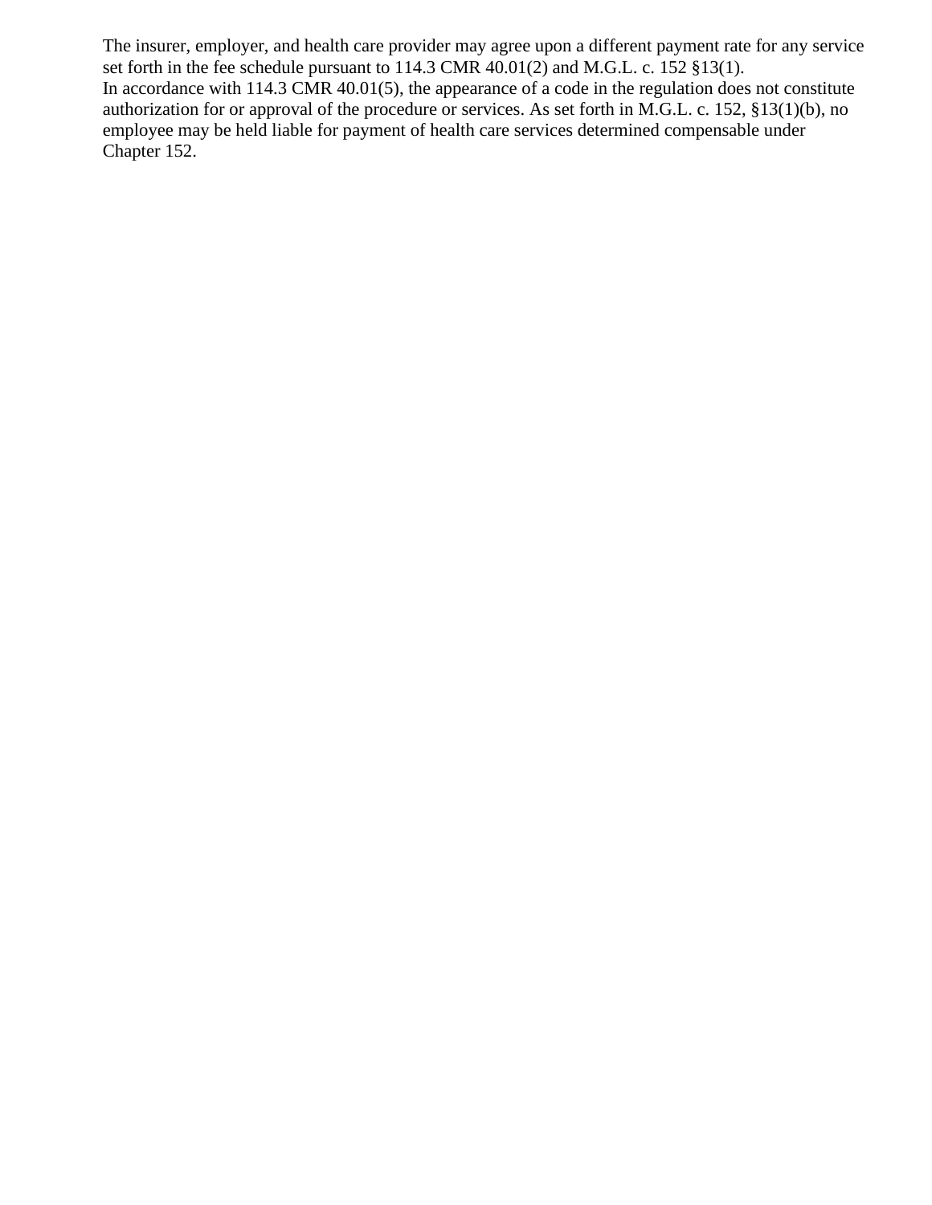The insurer, employer, and health care provider may agree upon a different payment rate for any service set forth in the fee schedule pursuant to 114.3 CMR 40.01(2) and M.G.L. c. 152 §13(1).

In accordance with 114.3 CMR 40.01(5), the appearance of a code in the regulation does not constitute authorization for or approval of the procedure or services. As set forth in M.G.L. c. 152, §13(1)(b), no employee may be held liable for payment of health care services determined compensable under Chapter 152.